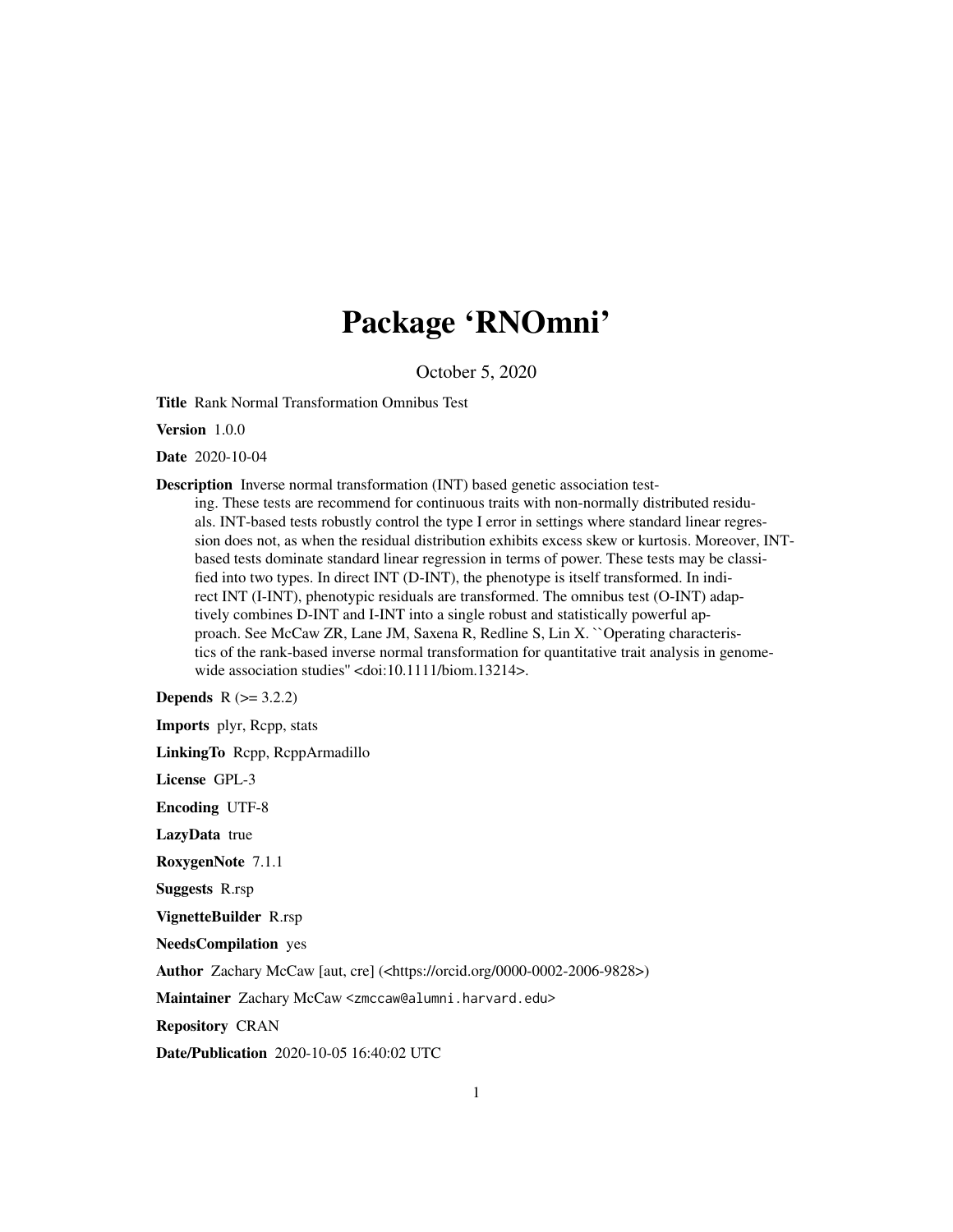# Package 'RNOmni'

October 5, 2020

**Title** Rank Normal Transformation Omnibus Test

**Version** 1.0.0

**Date** 2020-10-04

**Description** Inverse normal transformation (INT) based genetic association testing. These tests are recommend for continuous traits with non-normally distributed residuals. INT-based tests robustly control the type I error in settings where standard linear regression does not, as when the residual distribution exhibits excess skew or kurtosis. Moreover, INT-based tests dominate standard linear regression in terms of power. These tests may be classified into two types. In direct INT (D-INT), the phenotype is itself transformed. In indirect INT (I-INT), phenotypic residuals are transformed. The omnibus test (O-INT) adaptively combines D-INT and I-INT into a single robust and statistically powerful approach. See McCaw ZR, Lane JM, Saxena R, Redline S, Lin X. ``Operating characteristics of the rank-based inverse normal transformation for quantitative trait analysis in genome-wide association studies'' <doi:10.1111/biom.13214>.

**Depends** R (>= 3.2.2)

**Imports** plyr, Rcpp, stats

**LinkingTo** Rcpp, RcppArmadillo

**License** GPL-3

**Encoding** UTF-8

**LazyData** true

**RoxygenNote** 7.1.1

**Suggests** R.rsp

**VignetteBuilder** R.rsp

**NeedsCompilation** yes

**Author** Zachary McCaw [aut, cre] (<https://orcid.org/0000-0002-2006-9828>)

**Maintainer** Zachary McCaw <zmccaw@alumni.harvard.edu>

**Repository** CRAN

**Date/Publication** 2020-10-05 16:40:02 UTC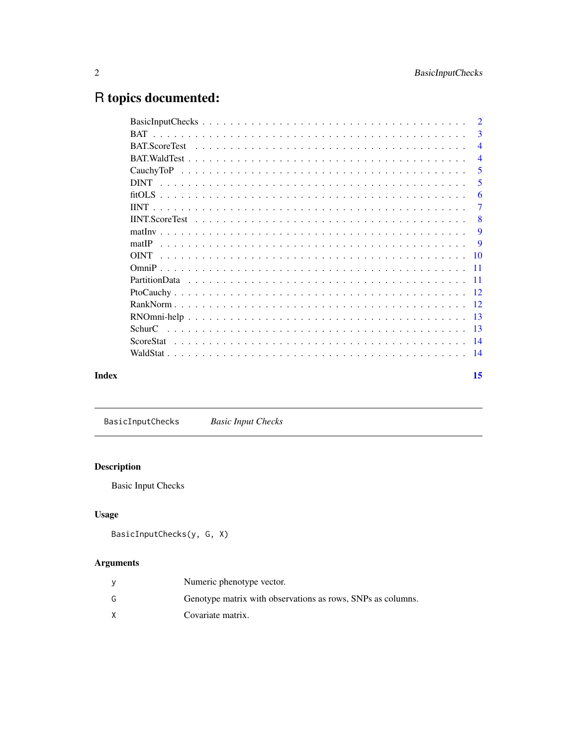# R topics documented:

| | |
|---|---|
| BasicInputChecks | 2 |
| BAT | 3 |
| BAT.ScoreTest | 4 |
| BAT.WaldTest | 4 |
| CauchyToP | 5 |
| DINT | 5 |
| fitOLS | 6 |
| IINT | 7 |
| IINT.ScoreTest | 8 |
| matInv | 9 |
| matIP | 9 |
| OINT | 10 |
| OmniP | 11 |
| PartitionData | 11 |
| PtoCauchy | 12 |
| RankNorm | 12 |
| RNOmni-help | 13 |
| SchurC | 13 |
| ScoreStat | 14 |
| WaldStat | 14 |

**Index** 15

---

`BasicInputChecks` *Basic Input Checks*

---

## Description

Basic Input Checks

## Usage

```
BasicInputChecks(y, G, X)
```

## Arguments

| | |
|---|---|
| `y` | Numeric phenotype vector. |
| `G` | Genotype matrix with observations as rows, SNPs as columns. |
| `X` | Covariate matrix. |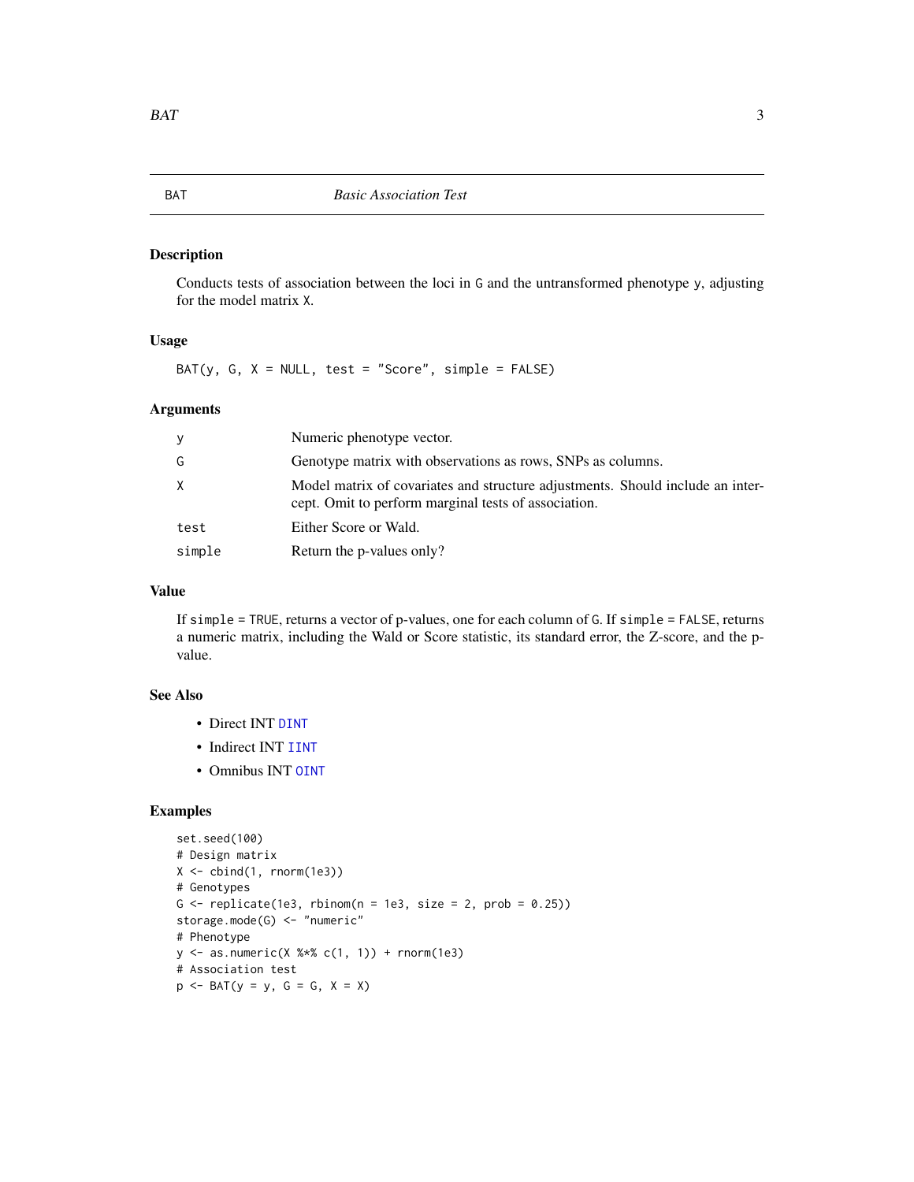# BAT — *Basic Association Test*

## Description

Conducts tests of association between the loci in G and the untransformed phenotype y, adjusting for the model matrix X.

## Usage

```
BAT(y, G, X = NULL, test = "Score", simple = FALSE)
```

## Arguments

| | |
|---|---|
| y | Numeric phenotype vector. |
| G | Genotype matrix with observations as rows, SNPs as columns. |
| X | Model matrix of covariates and structure adjustments. Should include an intercept. Omit to perform marginal tests of association. |
| test | Either Score or Wald. |
| simple | Return the p-values only? |

## Value

If simple = TRUE, returns a vector of p-values, one for each column of G. If simple = FALSE, returns a numeric matrix, including the Wald or Score statistic, its standard error, the Z-score, and the p-value.

## See Also

- Direct INT DINT
- Indirect INT IINT
- Omnibus INT OINT

## Examples

```
set.seed(100)
# Design matrix
X <- cbind(1, rnorm(1e3))
# Genotypes
G <- replicate(1e3, rbinom(n = 1e3, size = 2, prob = 0.25))
storage.mode(G) <- "numeric"
# Phenotype
y <- as.numeric(X %*% c(1, 1)) + rnorm(1e3)
# Association test
p <- BAT(y = y, G = G, X = X)
```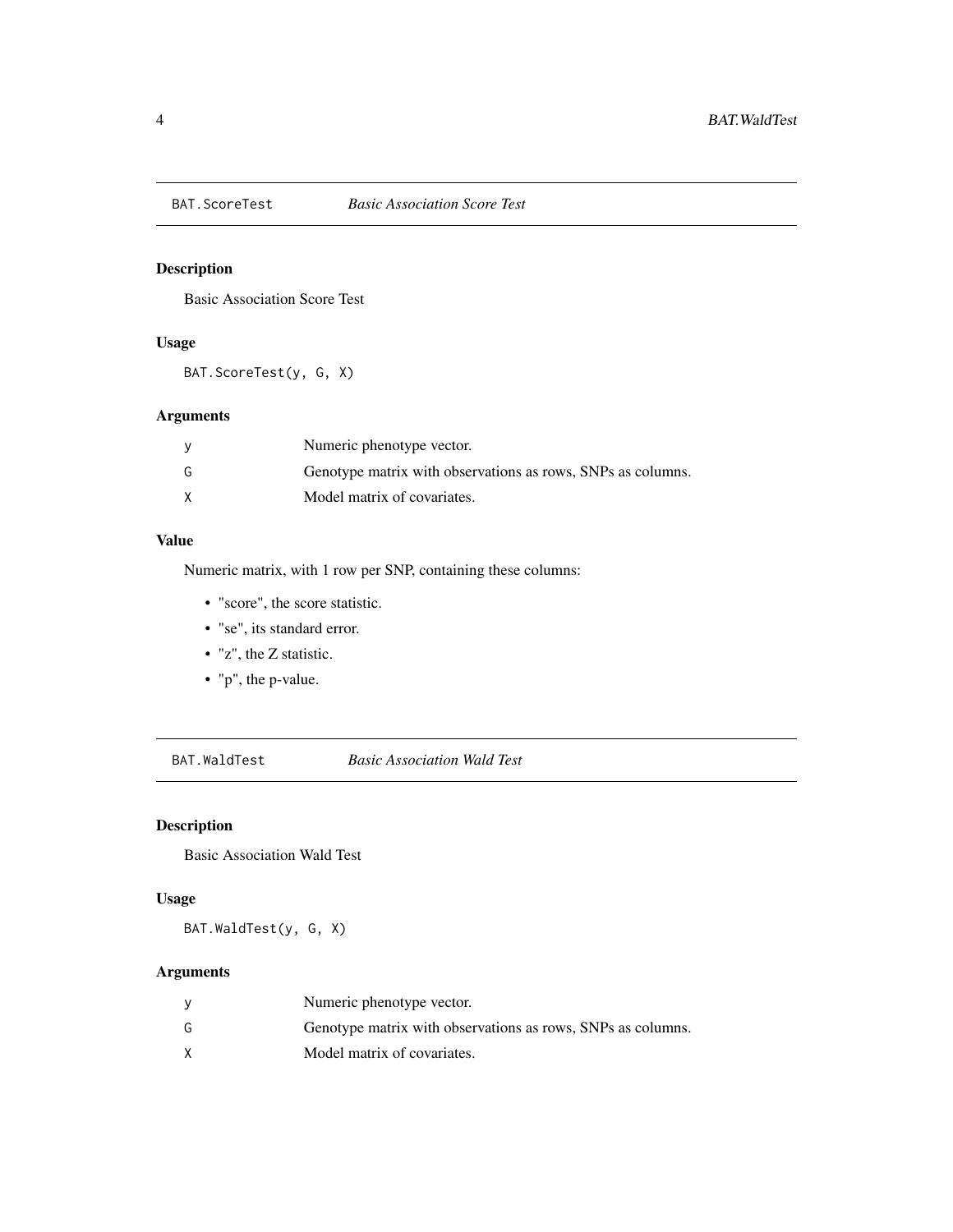## BAT.ScoreTest — *Basic Association Score Test*

### Description

Basic Association Score Test

### Usage

```
BAT.ScoreTest(y, G, X)
```

### Arguments

| | |
|---|---|
| y | Numeric phenotype vector. |
| G | Genotype matrix with observations as rows, SNPs as columns. |
| X | Model matrix of covariates. |

### Value

Numeric matrix, with 1 row per SNP, containing these columns:

- "score", the score statistic.
- "se", its standard error.
- "z", the Z statistic.
- "p", the p-value.

## BAT.WaldTest — *Basic Association Wald Test*

### Description

Basic Association Wald Test

### Usage

```
BAT.WaldTest(y, G, X)
```

### Arguments

| | |
|---|---|
| y | Numeric phenotype vector. |
| G | Genotype matrix with observations as rows, SNPs as columns. |
| X | Model matrix of covariates. |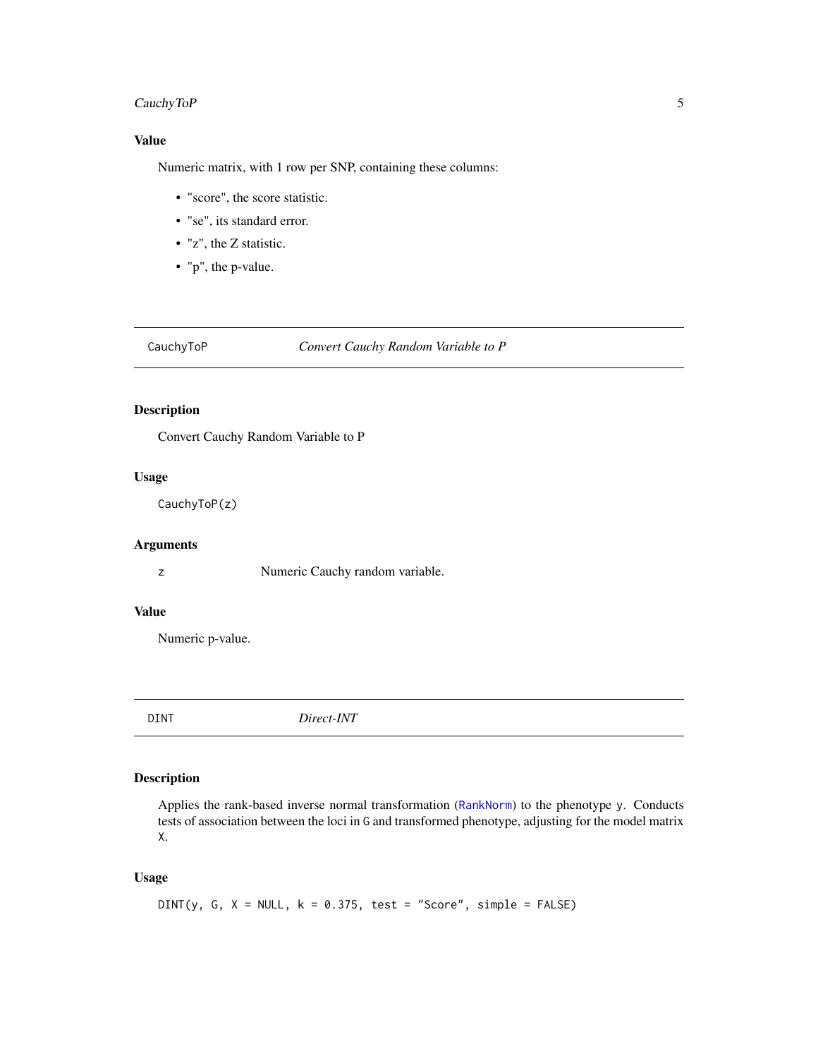### Value

Numeric matrix, with 1 row per SNP, containing these columns:

- "score", the score statistic.
- "se", its standard error.
- "z", the Z statistic.
- "p", the p-value.

---

## CauchyToP — *Convert Cauchy Random Variable to P*

---

### Description

Convert Cauchy Random Variable to P

### Usage

```
CauchyToP(z)
```

### Arguments

| | |
|---|---|
| `z` | Numeric Cauchy random variable. |

### Value

Numeric p-value.

---

## DINT — *Direct-INT*

---

### Description

Applies the rank-based inverse normal transformation (`RankNorm`) to the phenotype `y`. Conducts tests of association between the loci in `G` and transformed phenotype, adjusting for the model matrix `X`.

### Usage

```
DINT(y, G, X = NULL, k = 0.375, test = "Score", simple = FALSE)
```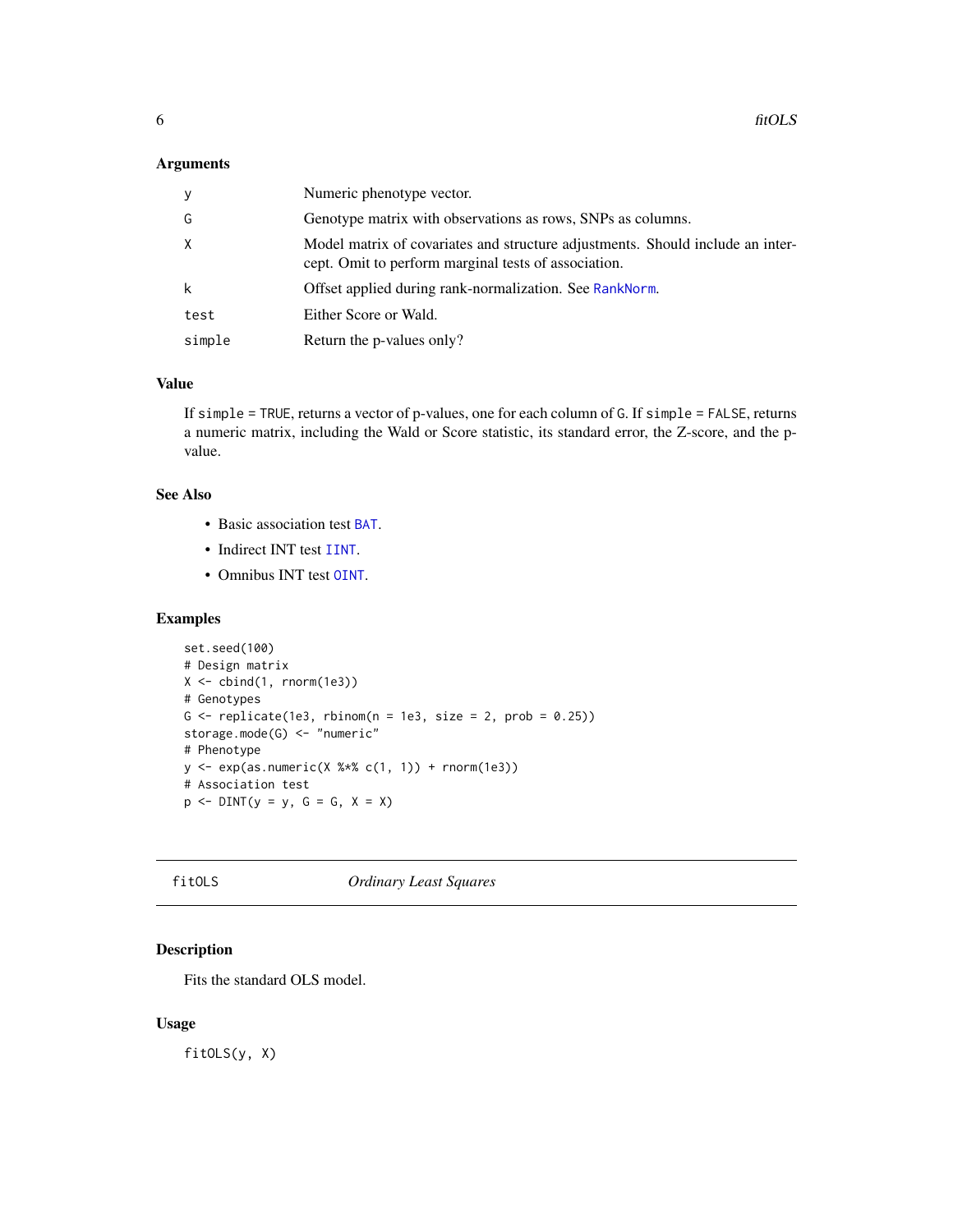### Arguments

| | |
|---|---|
| y | Numeric phenotype vector. |
| G | Genotype matrix with observations as rows, SNPs as columns. |
| X | Model matrix of covariates and structure adjustments. Should include an intercept. Omit to perform marginal tests of association. |
| k | Offset applied during rank-normalization. See RankNorm. |
| test | Either Score or Wald. |
| simple | Return the p-values only? |

### Value

If `simple = TRUE`, returns a vector of p-values, one for each column of `G`. If `simple = FALSE`, returns a numeric matrix, including the Wald or Score statistic, its standard error, the Z-score, and the p-value.

### See Also

- Basic association test `BAT`.
- Indirect INT test `IINT`.
- Omnibus INT test `OINT`.

### Examples

```
set.seed(100)
# Design matrix
X <- cbind(1, rnorm(1e3))
# Genotypes
G <- replicate(1e3, rbinom(n = 1e3, size = 2, prob = 0.25))
storage.mode(G) <- "numeric"
# Phenotype
y <- exp(as.numeric(X %*% c(1, 1)) + rnorm(1e3))
# Association test
p <- DINT(y = y, G = G, X = X)
```

---

## fitOLS *Ordinary Least Squares*

---

### Description

Fits the standard OLS model.

### Usage

```
fitOLS(y, X)
```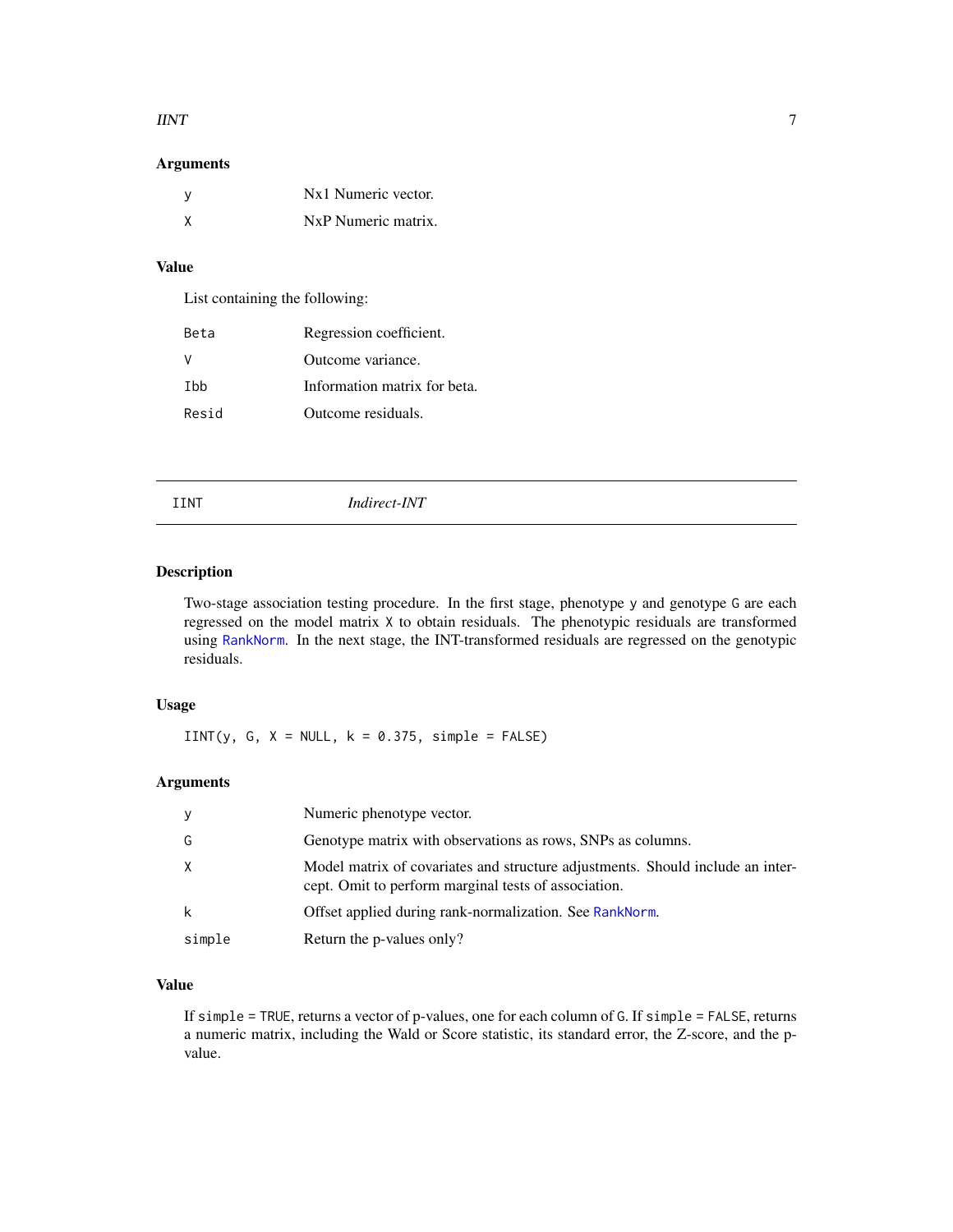### Arguments

| | |
|---|---|
| y | Nx1 Numeric vector. |
| X | NxP Numeric matrix. |

### Value

List containing the following:

| | |
|---|---|
| Beta | Regression coefficient. |
| V | Outcome variance. |
| Ibb | Information matrix for beta. |
| Resid | Outcome residuals. |

---

## IINT — *Indirect-INT*

---

### Description

Two-stage association testing procedure. In the first stage, phenotype y and genotype G are each regressed on the model matrix X to obtain residuals. The phenotypic residuals are transformed using RankNorm. In the next stage, the INT-transformed residuals are regressed on the genotypic residuals.

### Usage

```
IINT(y, G, X = NULL, k = 0.375, simple = FALSE)
```

### Arguments

| | |
|---|---|
| y | Numeric phenotype vector. |
| G | Genotype matrix with observations as rows, SNPs as columns. |
| X | Model matrix of covariates and structure adjustments. Should include an intercept. Omit to perform marginal tests of association. |
| k | Offset applied during rank-normalization. See RankNorm. |
| simple | Return the p-values only? |

### Value

If simple = TRUE, returns a vector of p-values, one for each column of G. If simple = FALSE, returns a numeric matrix, including the Wald or Score statistic, its standard error, the Z-score, and the p-value.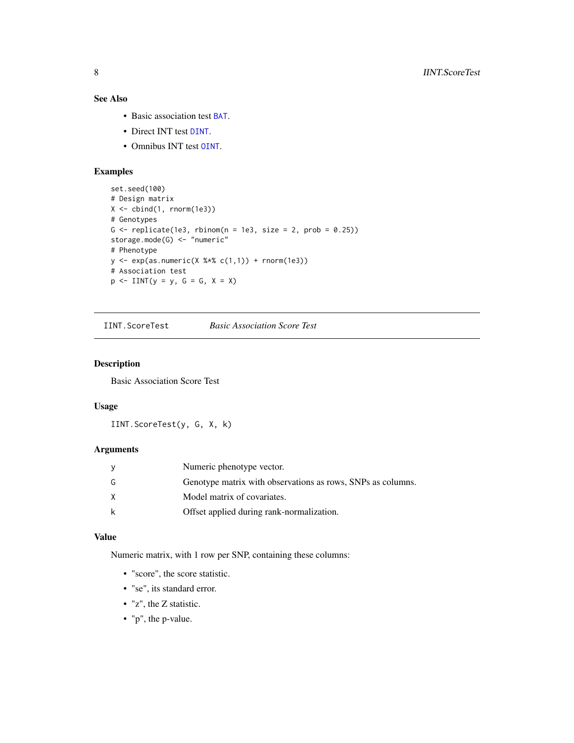### See Also

- Basic association test BAT.
- Direct INT test DINT.
- Omnibus INT test OINT.

### Examples

```
set.seed(100)
# Design matrix
X <- cbind(1, rnorm(1e3))
# Genotypes
G <- replicate(1e3, rbinom(n = 1e3, size = 2, prob = 0.25))
storage.mode(G) <- "numeric"
# Phenotype
y <- exp(as.numeric(X %*% c(1,1)) + rnorm(1e3))
# Association test
p <- IINT(y = y, G = G, X = X)
```

---

## IINT.ScoreTest *Basic Association Score Test*

---

### Description

Basic Association Score Test

### Usage

```
IINT.ScoreTest(y, G, X, k)
```

### Arguments

| | |
|---|---|
| y | Numeric phenotype vector. |
| G | Genotype matrix with observations as rows, SNPs as columns. |
| X | Model matrix of covariates. |
| k | Offset applied during rank-normalization. |

### Value

Numeric matrix, with 1 row per SNP, containing these columns:

- "score", the score statistic.
- "se", its standard error.
- "z", the Z statistic.
- "p", the p-value.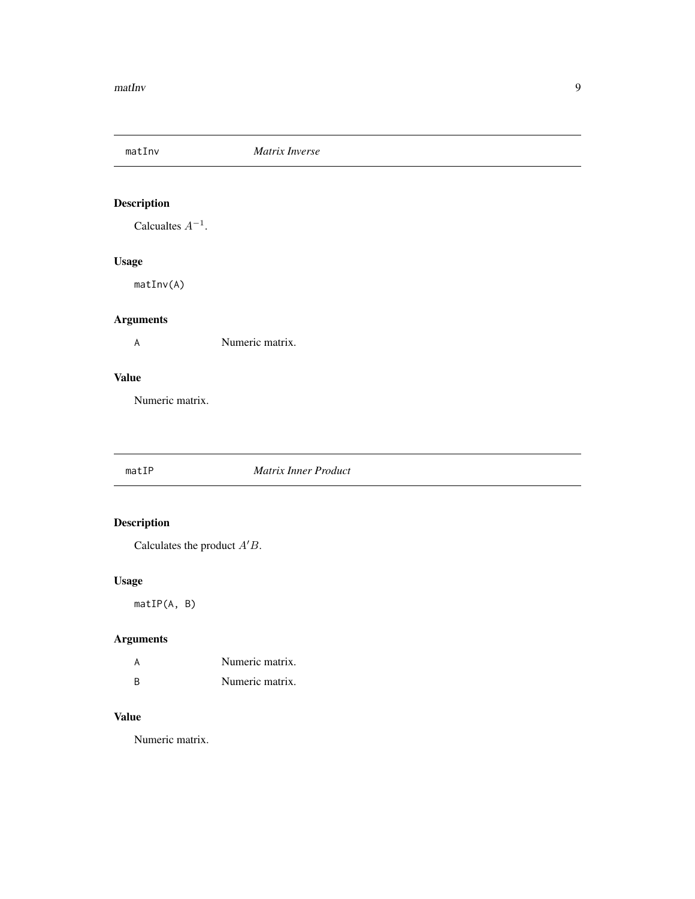## matInv — *Matrix Inverse*

### Description

Calcualtes $A^{-1}$.

### Usage

```
matInv(A)
```

### Arguments

| | |
|---|---|
| A | Numeric matrix. |

### Value

Numeric matrix.

## matIP — *Matrix Inner Product*

### Description

Calculates the product $A'B$.

### Usage

```
matIP(A, B)
```

### Arguments

| | |
|---|---|
| A | Numeric matrix. |
| B | Numeric matrix. |

### Value

Numeric matrix.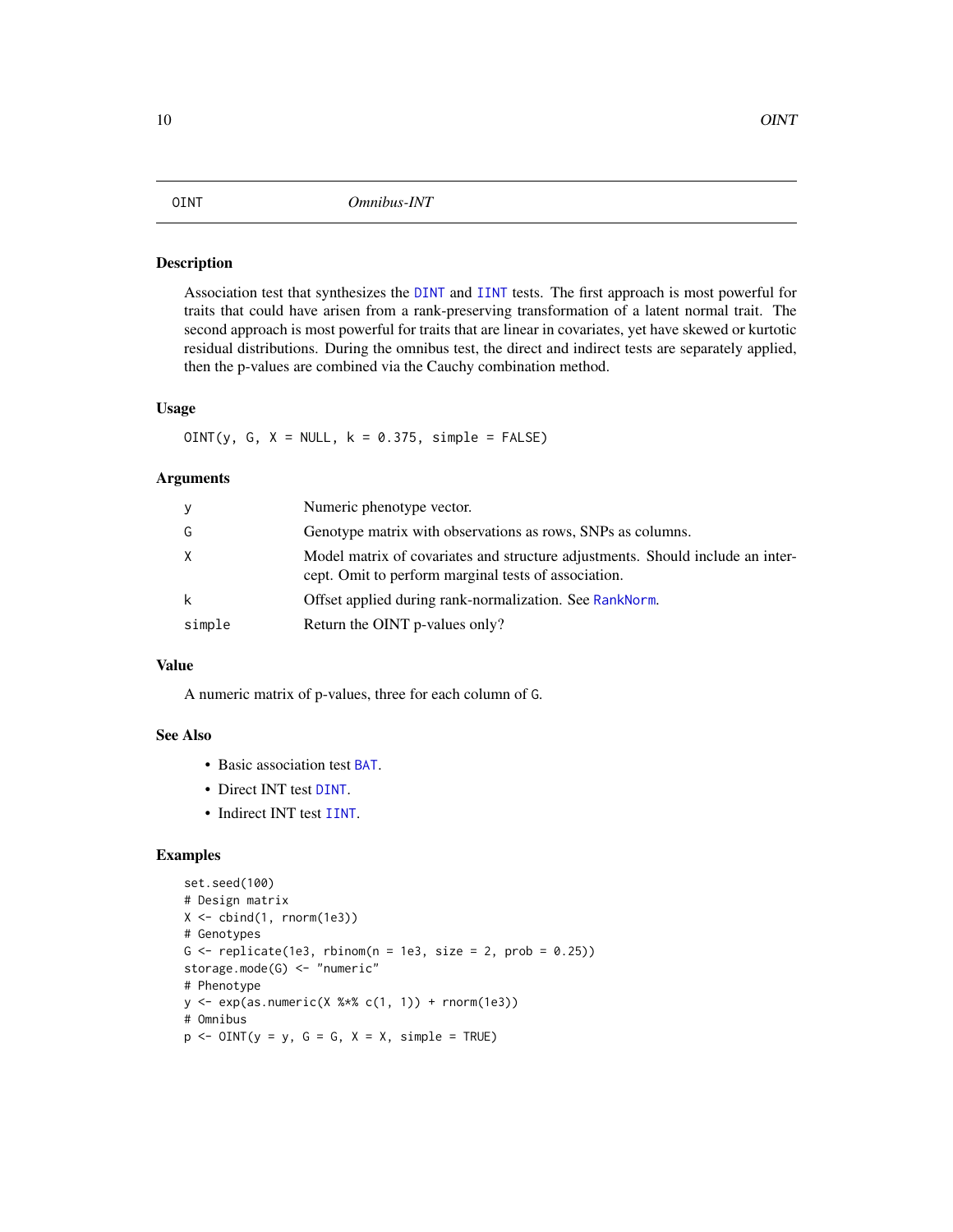## OINT — *Omnibus-INT*

### Description

Association test that synthesizes the DINT and IINT tests. The first approach is most powerful for traits that could have arisen from a rank-preserving transformation of a latent normal trait. The second approach is most powerful for traits that are linear in covariates, yet have skewed or kurtotic residual distributions. During the omnibus test, the direct and indirect tests are separately applied, then the p-values are combined via the Cauchy combination method.

### Usage

```
OINT(y, G, X = NULL, k = 0.375, simple = FALSE)
```

### Arguments

| Argument | Description |
|---|---|
| y | Numeric phenotype vector. |
| G | Genotype matrix with observations as rows, SNPs as columns. |
| X | Model matrix of covariates and structure adjustments. Should include an intercept. Omit to perform marginal tests of association. |
| k | Offset applied during rank-normalization. See RankNorm. |
| simple | Return the OINT p-values only? |

### Value

A numeric matrix of p-values, three for each column of G.

### See Also

- Basic association test BAT.
- Direct INT test DINT.
- Indirect INT test IINT.

### Examples

```
set.seed(100)
# Design matrix
X <- cbind(1, rnorm(1e3))
# Genotypes
G <- replicate(1e3, rbinom(n = 1e3, size = 2, prob = 0.25))
storage.mode(G) <- "numeric"
# Phenotype
y <- exp(as.numeric(X %*% c(1, 1)) + rnorm(1e3))
# Omnibus
p <- OINT(y = y, G = G, X = X, simple = TRUE)
```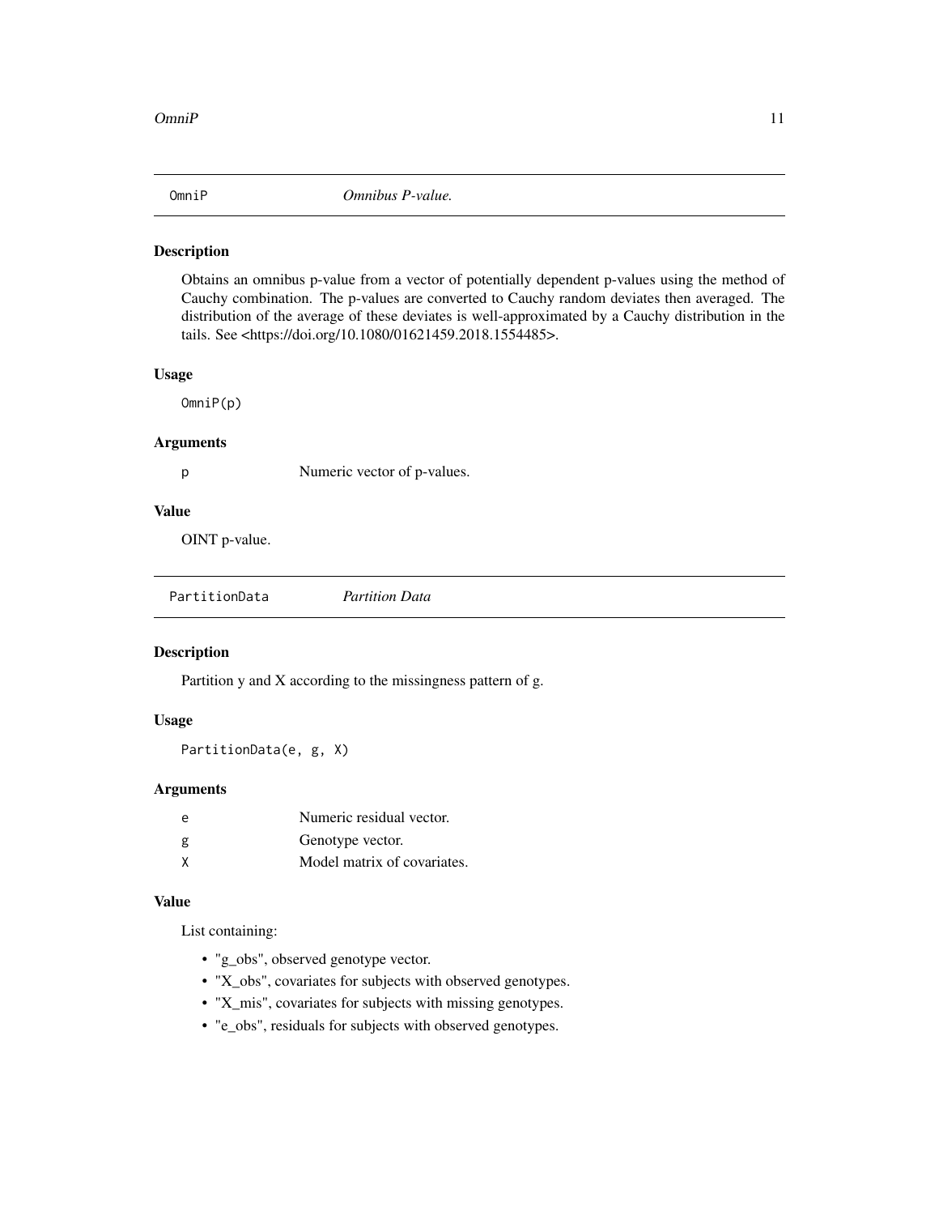## OmniP — *Omnibus P-value.*

### Description

Obtains an omnibus p-value from a vector of potentially dependent p-values using the method of Cauchy combination. The p-values are converted to Cauchy random deviates then averaged. The distribution of the average of these deviates is well-approximated by a Cauchy distribution in the tails. See <https://doi.org/10.1080/01621459.2018.1554485>.

### Usage

```
OmniP(p)
```

### Arguments

| | |
|---|---|
| p | Numeric vector of p-values. |

### Value

OINT p-value.

## PartitionData — *Partition Data*

### Description

Partition y and X according to the missingness pattern of g.

### Usage

```
PartitionData(e, g, X)
```

### Arguments

| | |
|---|---|
| e | Numeric residual vector. |
| g | Genotype vector. |
| X | Model matrix of covariates. |

### Value

List containing:

- "g_obs", observed genotype vector.
- "X_obs", covariates for subjects with observed genotypes.
- "X_mis", covariates for subjects with missing genotypes.
- "e_obs", residuals for subjects with observed genotypes.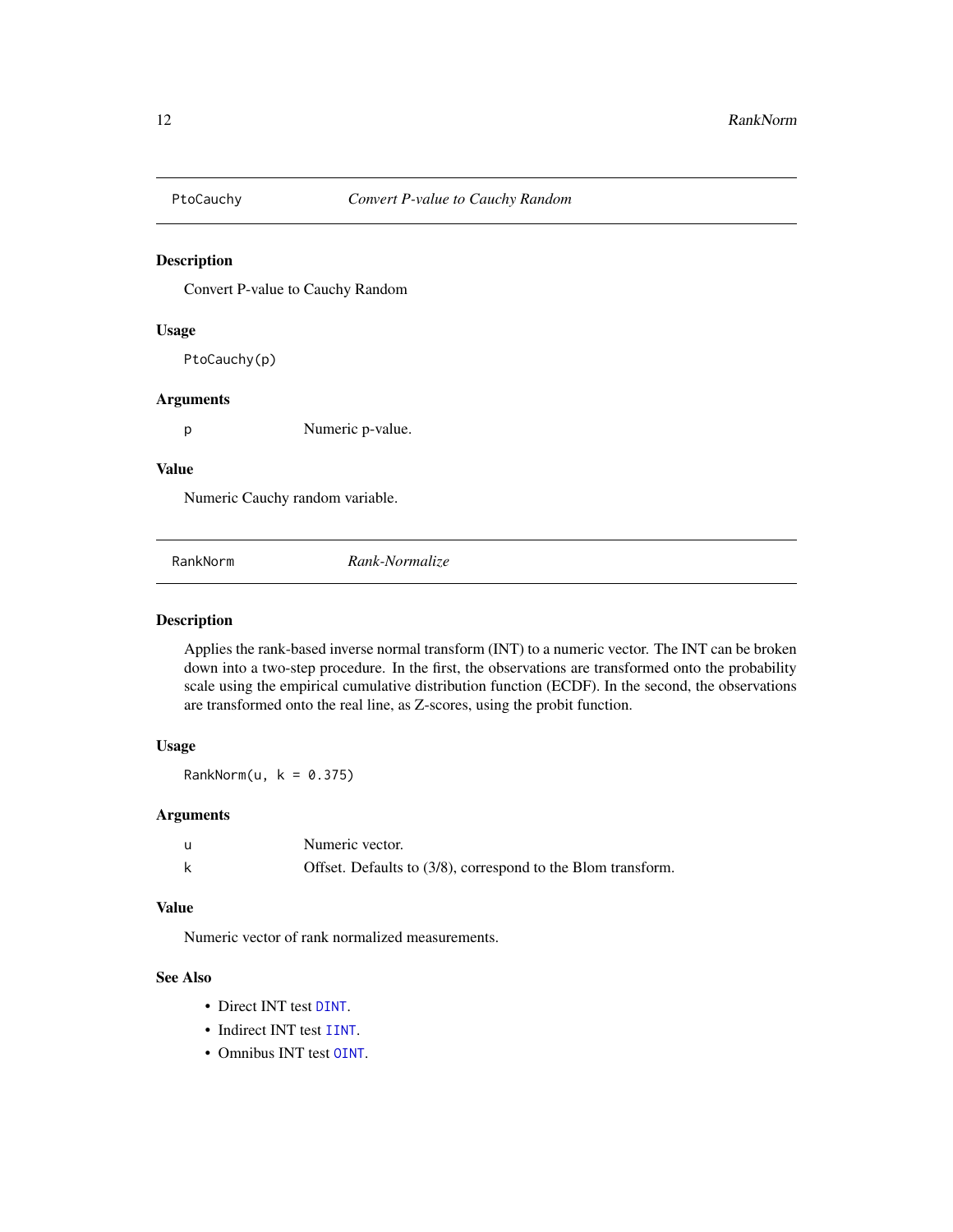## PtoCauchy — *Convert P-value to Cauchy Random*

### Description

Convert P-value to Cauchy Random

### Usage

```
PtoCauchy(p)
```

### Arguments

| | |
|---|---|
| p | Numeric p-value. |

### Value

Numeric Cauchy random variable.

## RankNorm — *Rank-Normalize*

### Description

Applies the rank-based inverse normal transform (INT) to a numeric vector. The INT can be broken down into a two-step procedure. In the first, the observations are transformed onto the probability scale using the empirical cumulative distribution function (ECDF). In the second, the observations are transformed onto the real line, as Z-scores, using the probit function.

### Usage

```
RankNorm(u, k = 0.375)
```

### Arguments

| | |
|---|---|
| u | Numeric vector. |
| k | Offset. Defaults to (3/8), correspond to the Blom transform. |

### Value

Numeric vector of rank normalized measurements.

### See Also

- Direct INT test DINT.
- Indirect INT test IINT.
- Omnibus INT test OINT.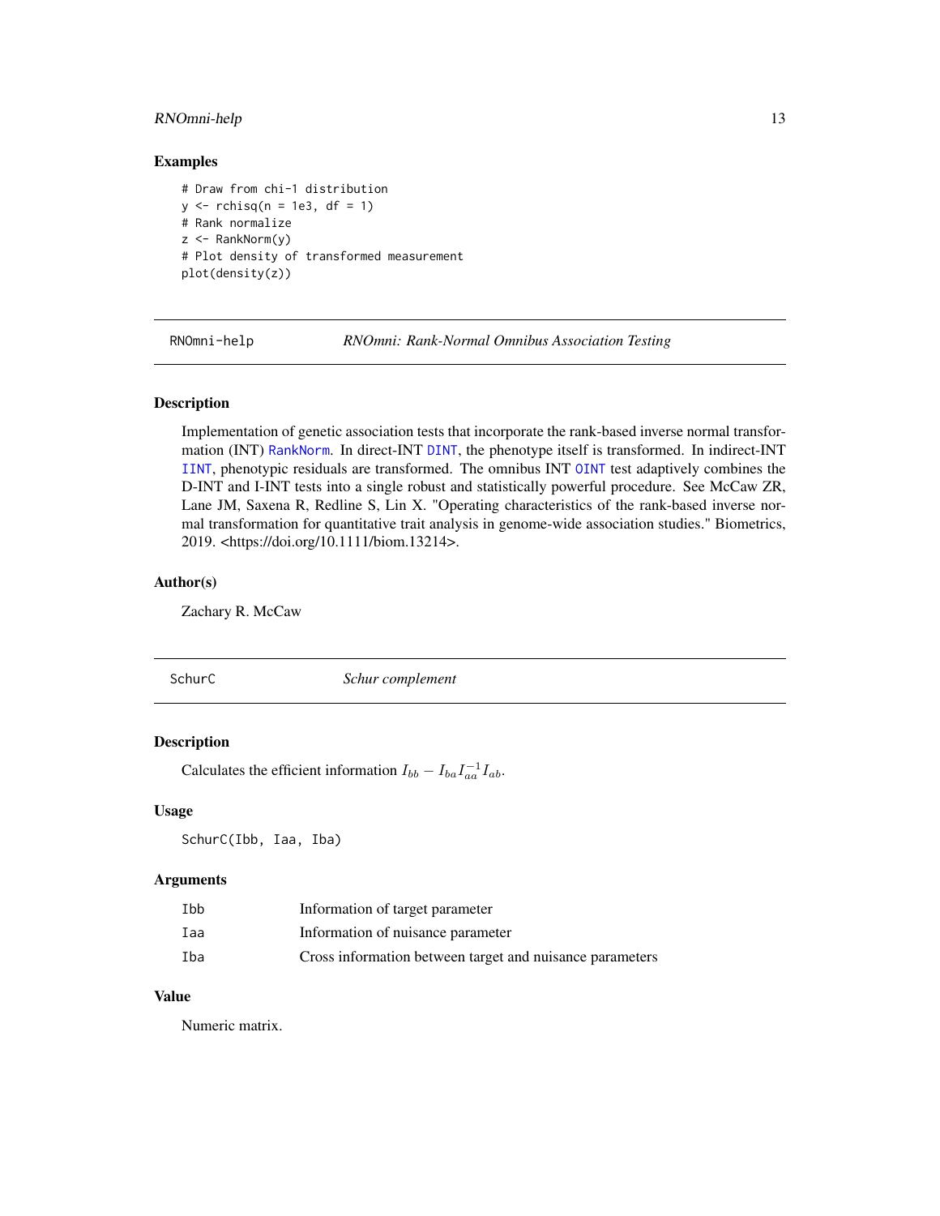## Examples

```
# Draw from chi-1 distribution
y <- rchisq(n = 1e3, df = 1)
# Rank normalize
z <- RankNorm(y)
# Plot density of transformed measurement
plot(density(z))
```

---

# RNOmni-help — *RNOmni: Rank-Normal Omnibus Association Testing*

## Description

Implementation of genetic association tests that incorporate the rank-based inverse normal transformation (INT) RankNorm. In direct-INT DINT, the phenotype itself is transformed. In indirect-INT IINT, phenotypic residuals are transformed. The omnibus INT OINT test adaptively combines the D-INT and I-INT tests into a single robust and statistically powerful procedure. See McCaw ZR, Lane JM, Saxena R, Redline S, Lin X. "Operating characteristics of the rank-based inverse normal transformation for quantitative trait analysis in genome-wide association studies." Biometrics, 2019. <https://doi.org/10.1111/biom.13214>.

## Author(s)

Zachary R. McCaw

---

# SchurC — *Schur complement*

## Description

Calculates the efficient information $I_{bb} - I_{ba}I_{aa}^{-1}I_{ab}$.

## Usage

```
SchurC(Ibb, Iaa, Iba)
```

## Arguments

| | |
|---|---|
| Ibb | Information of target parameter |
| Iaa | Information of nuisance parameter |
| Iba | Cross information between target and nuisance parameters |

## Value

Numeric matrix.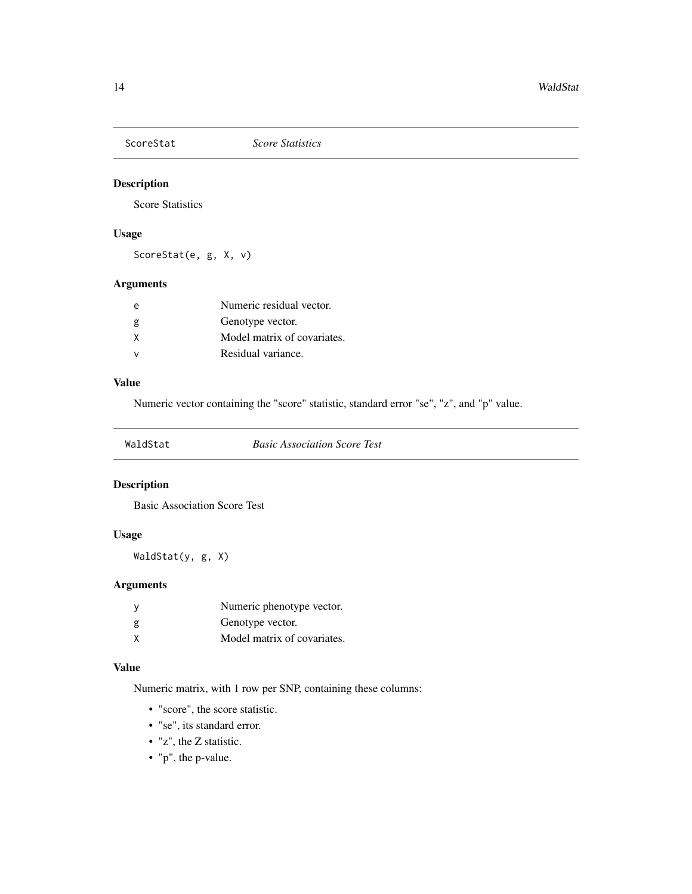## ScoreStat *Score Statistics*

### Description

Score Statistics

### Usage

```
ScoreStat(e, g, X, v)
```

### Arguments

| | |
|---|---|
| e | Numeric residual vector. |
| g | Genotype vector. |
| X | Model matrix of covariates. |
| v | Residual variance. |

### Value

Numeric vector containing the "score" statistic, standard error "se", "z", and "p" value.

## WaldStat *Basic Association Score Test*

### Description

Basic Association Score Test

### Usage

```
WaldStat(y, g, X)
```

### Arguments

| | |
|---|---|
| y | Numeric phenotype vector. |
| g | Genotype vector. |
| X | Model matrix of covariates. |

### Value

Numeric matrix, with 1 row per SNP, containing these columns:

- "score", the score statistic.
- "se", its standard error.
- "z", the Z statistic.
- "p", the p-value.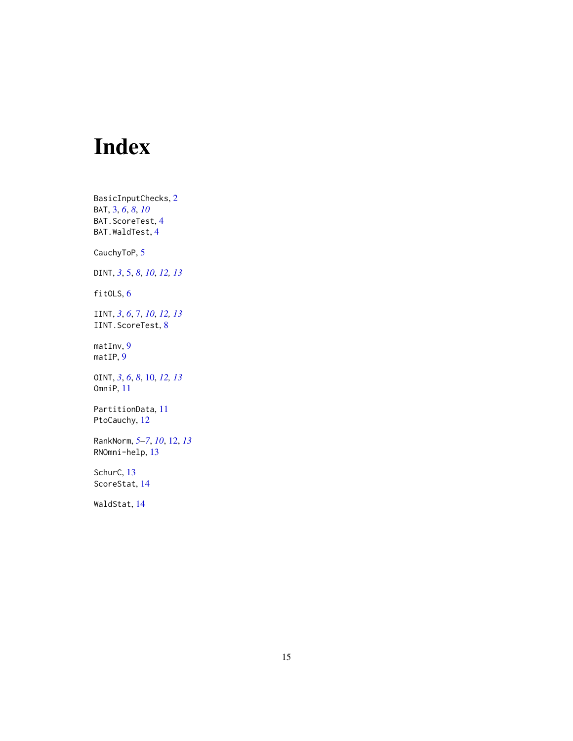# Index

BasicInputChecks, 2
BAT, 3, *6*, *8*, *10*
BAT.ScoreTest, 4
BAT.WaldTest, 4

CauchyToP, 5

DINT, *3*, 5, *8*, *10*, *12*, *13*

fitOLS, 6

IINT, *3*, *6*, 7, *10*, *12*, *13*
IINT.ScoreTest, 8

matInv, 9
matIP, 9

OINT, *3*, *6*, *8*, 10, *12*, *13*
OmniP, 11

PartitionData, 11
PtoCauchy, 12

RankNorm, *5–7*, *10*, 12, *13*
RNOmni-help, 13

SchurC, 13
ScoreStat, 14

WaldStat, 14